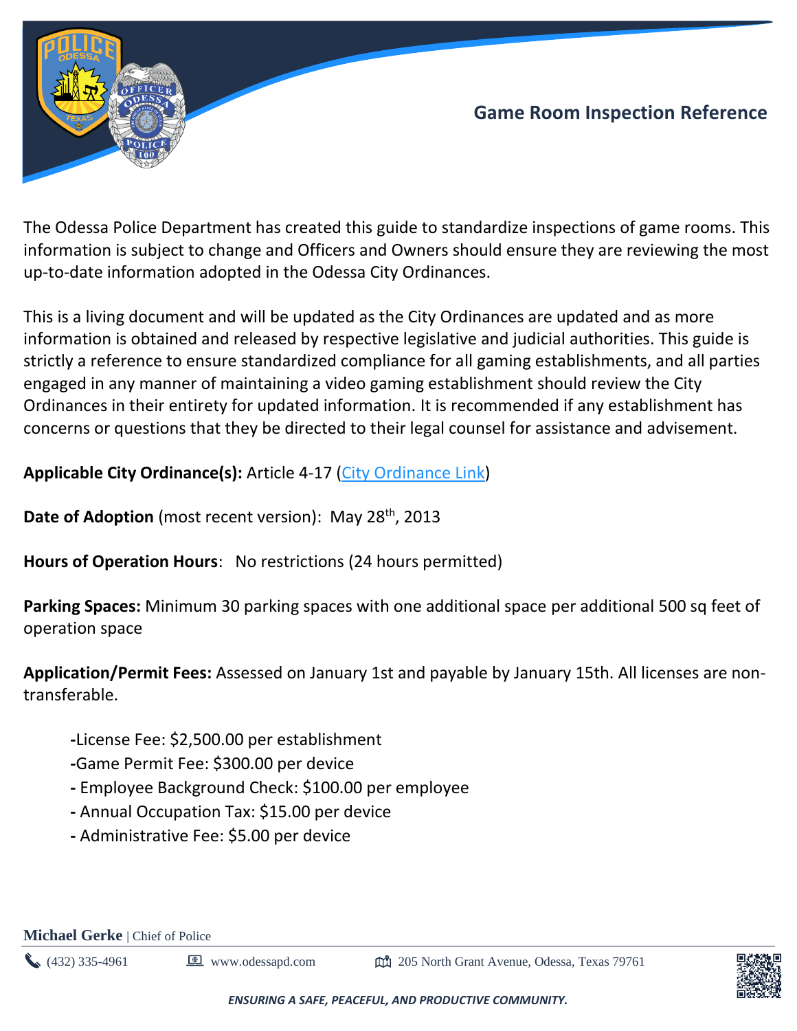# Game Room Inspection Reference

The Odessa Police Department has created this guide to standardize inspections of game rooms. This information is subject to change and Officers and Owners should ensure they are reviewing the most up-to-date information adopted in the Odessa City Ordinances.

This is a living document and will be updated as the City Ordinances are updated and as more information is obtained and released by respective legislative and judicial authorities. This guide is strictly a reference to ensure standardized compliance for all gaming establishments, and all parties engaged in any manner of maintaining a video gaming establishment should review the City Ordinances in their entirety for updated information. It is recommended if any establishment has concerns or questions that they be directed to their legal counsel for assistance and advisement.

**Applicable City Ordinance(s):** Article 4-17 (City Ordinance Link)

**Date of Adoption** (most recent version): May 28th, 2013

**Hours of Operation Hours**: No restrictions (24 hours permitted)

**Parking Spaces:** Minimum 30 parking spaces with one additional space per additional 500 sq feet of operation space

**Application/Permit Fees:** Assessed on January 1st and payable by January 15th. All licenses are non-transferable.

- License Fee: $2,500.00 per establishment
- Game Permit Fee: $300.00 per device
- Employee Background Check: $100.00 per employee
- Annual Occupation Tax: $15.00 per device
- Administrative Fee: $5.00 per device

**Michael Gerke** | Chief of Police

(432) 335-4961 www.odessapd.com 205 North Grant Avenue, Odessa, Texas 79761

*ENSURING A SAFE, PEACEFUL, AND PRODUCTIVE COMMUNITY.*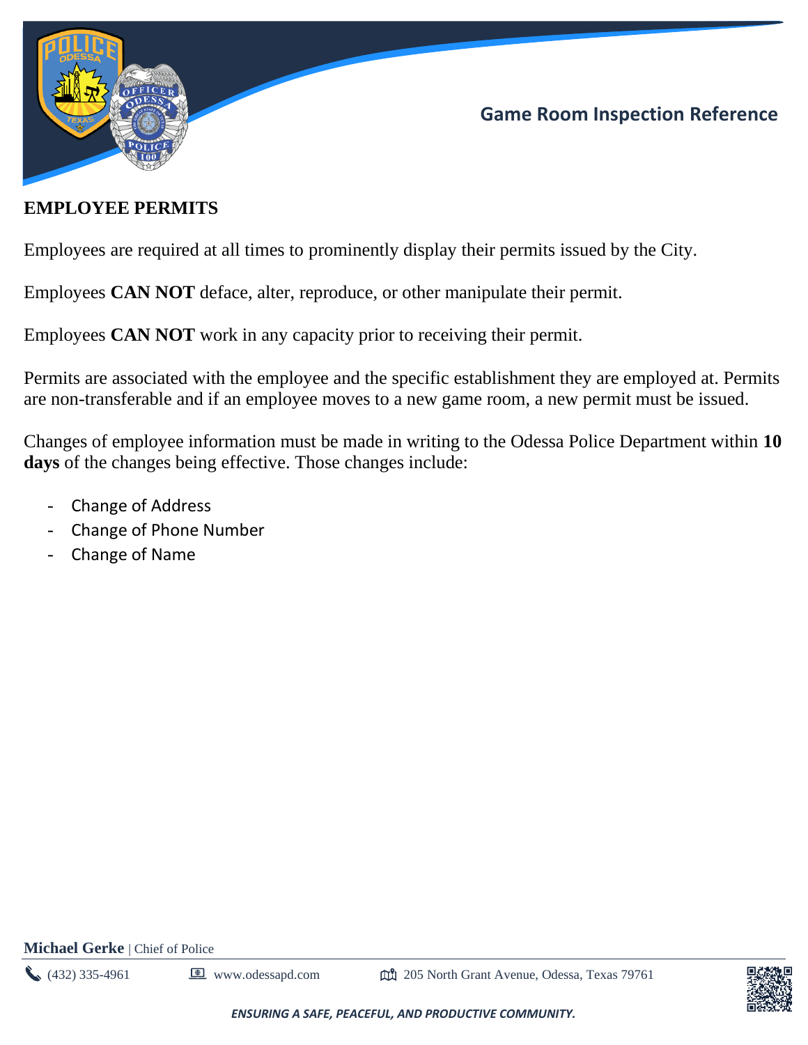## EMPLOYEE PERMITS

Employees are required at all times to prominently display their permits issued by the City.

Employees **CAN NOT** deface, alter, reproduce, or other manipulate their permit.

Employees **CAN NOT** work in any capacity prior to receiving their permit.

Permits are associated with the employee and the specific establishment they are employed at. Permits are non-transferable and if an employee moves to a new game room, a new permit must be issued.

Changes of employee information must be made in writing to the Odessa Police Department within **10 days** of the changes being effective. Those changes include:

- Change of Address
- Change of Phone Number
- Change of Name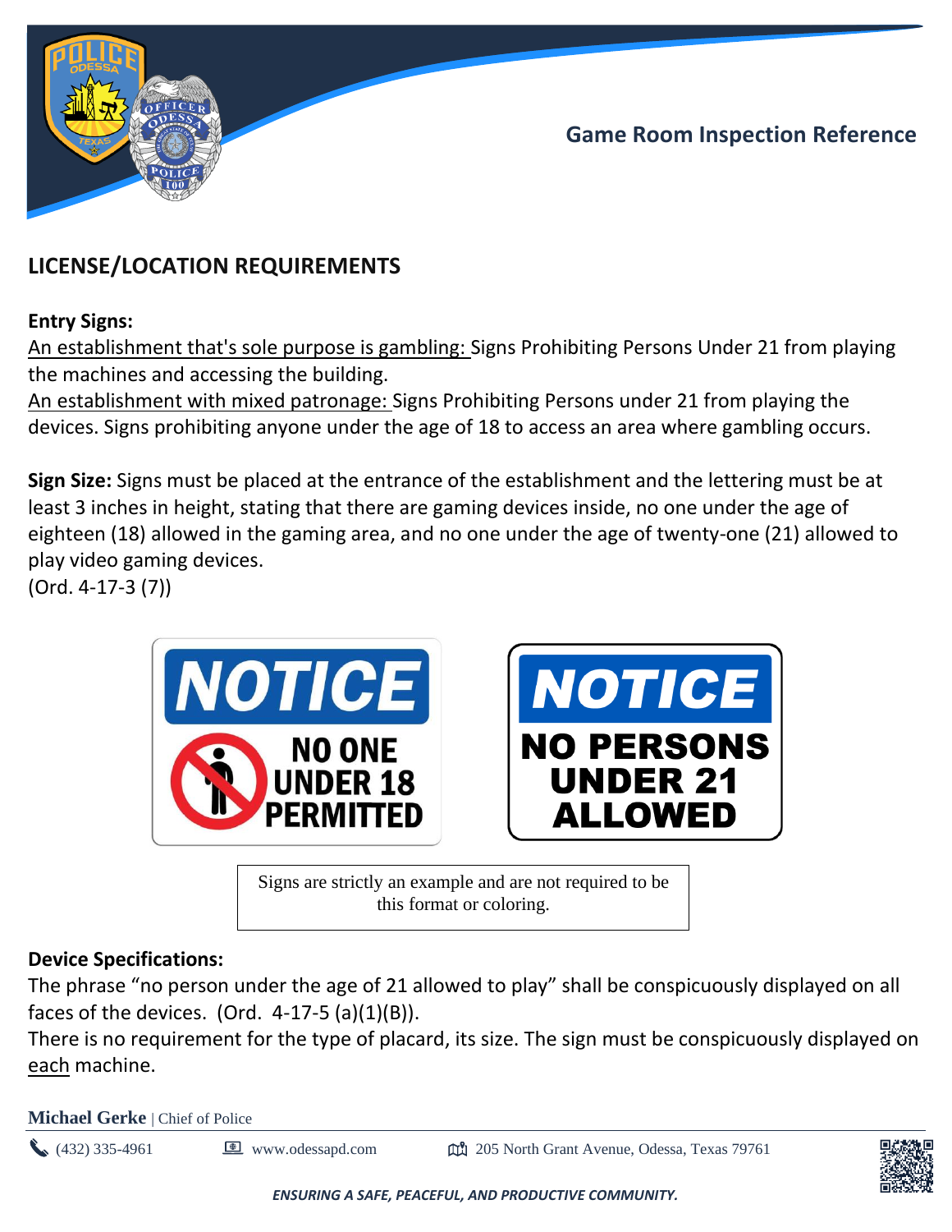Game Room Inspection Reference

## LICENSE/LOCATION REQUIREMENTS

**Entry Signs:**

An establishment that's sole purpose is gambling: Signs Prohibiting Persons Under 21 from playing the machines and accessing the building.

An establishment with mixed patronage: Signs Prohibiting Persons under 21 from playing the devices. Signs prohibiting anyone under the age of 18 to access an area where gambling occurs.

**Sign Size:** Signs must be placed at the entrance of the establishment and the lettering must be at least 3 inches in height, stating that there are gaming devices inside, no one under the age of eighteen (18) allowed in the gaming area, and no one under the age of twenty-one (21) allowed to play video gaming devices.
(Ord. 4-17-3 (7))

NOTICE
NO ONE UNDER 18 PERMITTED

NOTICE
NO PERSONS UNDER 21 ALLOWED

Signs are strictly an example and are not required to be this format or coloring.

**Device Specifications:**

The phrase "no person under the age of 21 allowed to play" shall be conspicuously displayed on all faces of the devices. (Ord. 4-17-5 (a)(1)(B)).

There is no requirement for the type of placard, its size. The sign must be conspicuously displayed on each machine.

**Michael Gerke** | Chief of Police

(432) 335-4961 | www.odessapd.com | 205 North Grant Avenue, Odessa, Texas 79761

*ENSURING A SAFE, PEACEFUL, AND PRODUCTIVE COMMUNITY.*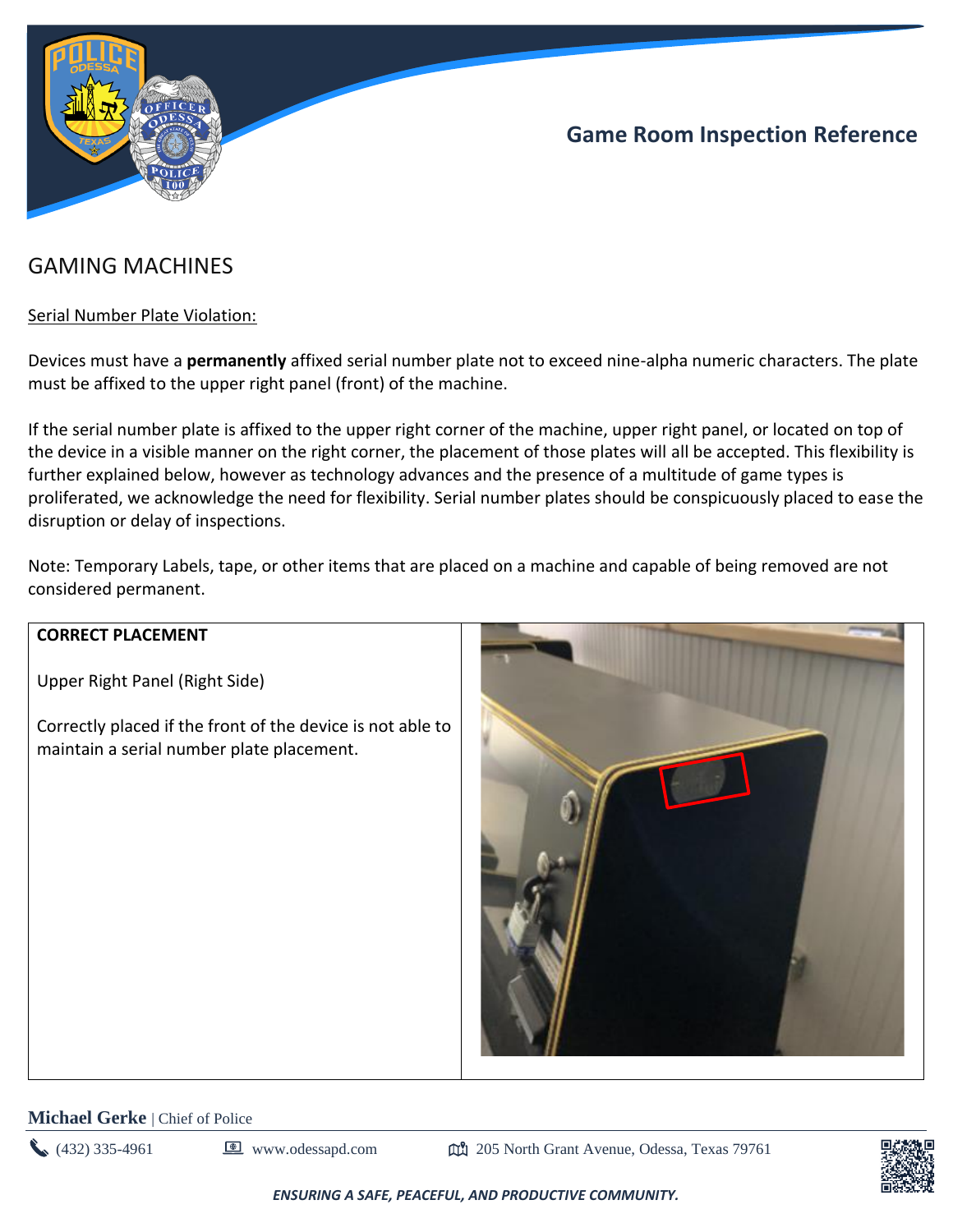## Game Room Inspection Reference

# GAMING MACHINES

Serial Number Plate Violation:

Devices must have a **permanently** affixed serial number plate not to exceed nine-alpha numeric characters. The plate must be affixed to the upper right panel (front) of the machine.

If the serial number plate is affixed to the upper right corner of the machine, upper right panel, or located on top of the device in a visible manner on the right corner, the placement of those plates will all be accepted. This flexibility is further explained below, however as technology advances and the presence of a multitude of game types is proliferated, we acknowledge the need for flexibility. Serial number plates should be conspicuously placed to ease the disruption or delay of inspections.

Note: Temporary Labels, tape, or other items that are placed on a machine and capable of being removed are not considered permanent.

| **CORRECT PLACEMENT**<br><br>Upper Right Panel (Right Side)<br><br>Correctly placed if the front of the device is not able to maintain a serial number plate placement. | |
|---|---|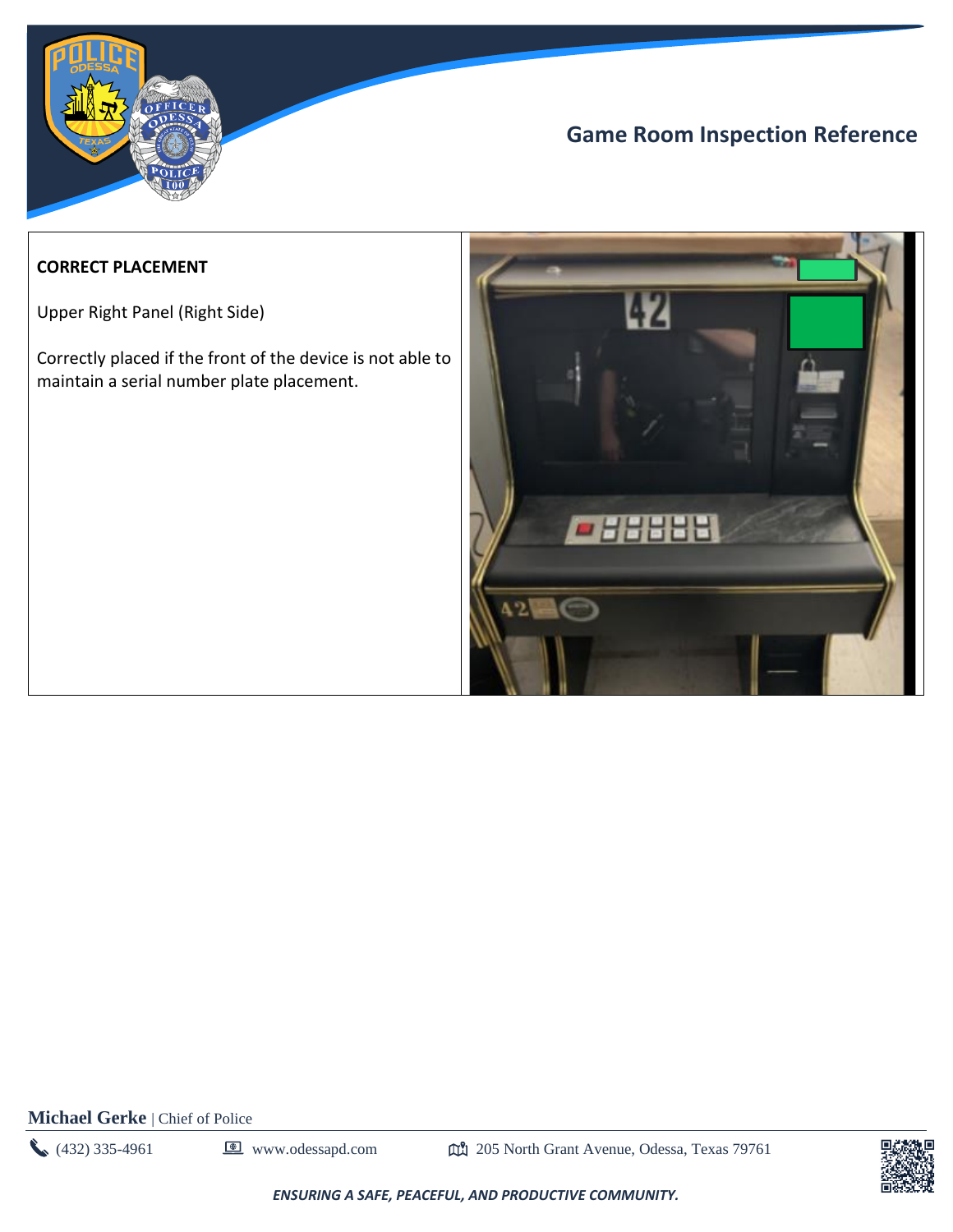## Game Room Inspection Reference

**CORRECT PLACEMENT**

Upper Right Panel (Right Side)

Correctly placed if the front of the device is not able to maintain a serial number plate placement.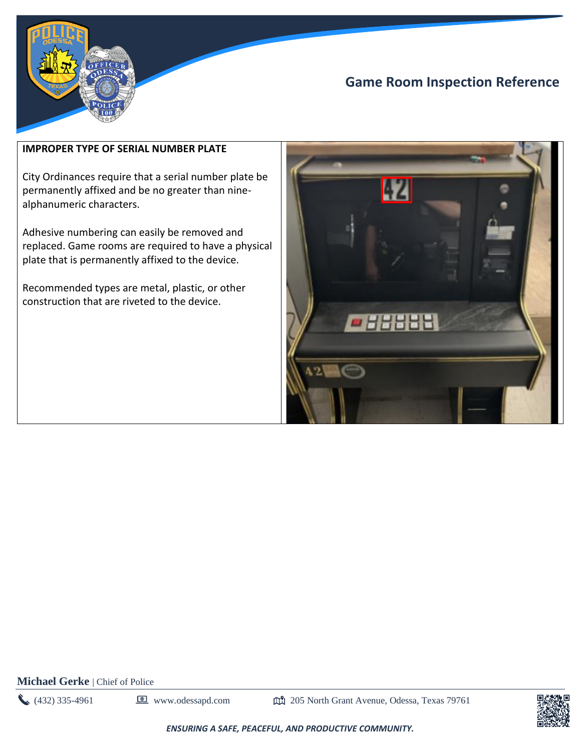## Game Room Inspection Reference

**IMPROPER TYPE OF SERIAL NUMBER PLATE**

City Ordinances require that a serial number plate be permanently affixed and be no greater than nine-alphanumeric characters.

Adhesive numbering can easily be removed and replaced. Game rooms are required to have a physical plate that is permanently affixed to the device.

Recommended types are metal, plastic, or other construction that are riveted to the device.

**Michael Gerke** | Chief of Police

(432) 335-4961 www.odessapd.com 205 North Grant Avenue, Odessa, Texas 79761

***ENSURING A SAFE, PEACEFUL, AND PRODUCTIVE COMMUNITY.***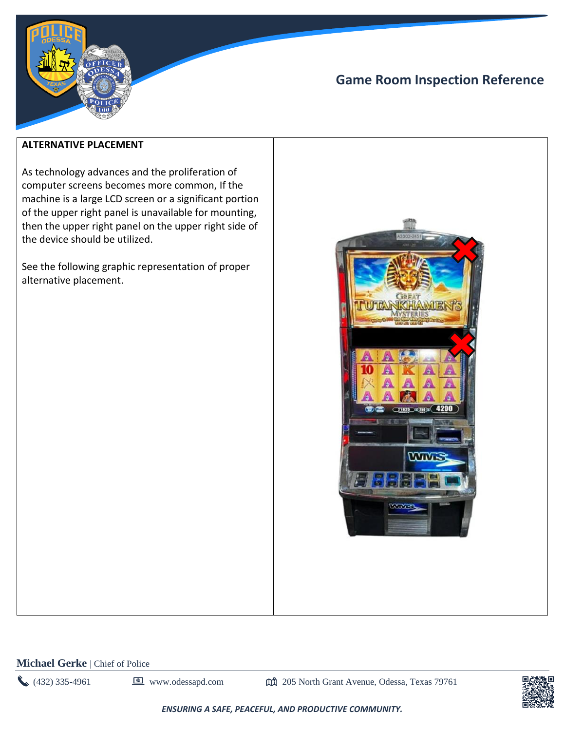## Game Room Inspection Reference

**ALTERNATIVE PLACEMENT**

As technology advances and the proliferation of computer screens becomes more common, If the machine is a large LCD screen or a significant portion of the upper right panel is unavailable for mounting, then the upper right panel on the upper right side of the device should be utilized.

See the following graphic representation of proper alternative placement.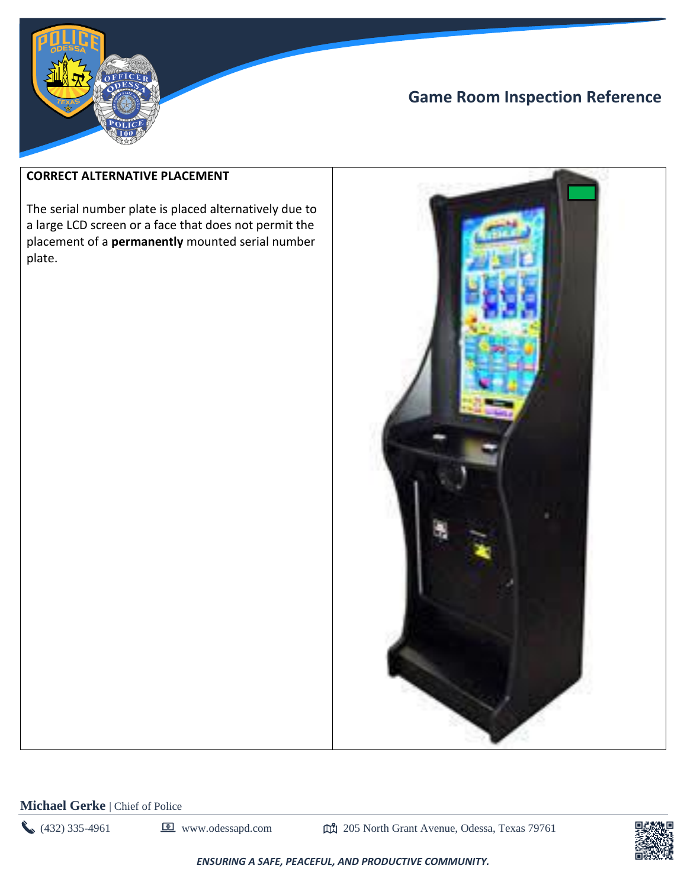## Game Room Inspection Reference

**CORRECT ALTERNATIVE PLACEMENT**

The serial number plate is placed alternatively due to a large LCD screen or a face that does not permit the placement of a **permanently** mounted serial number plate.

**Michael Gerke** | Chief of Police

(432) 335-4961 www.odessapd.com 205 North Grant Avenue, Odessa, Texas 79761

***ENSURING A SAFE, PEACEFUL, AND PRODUCTIVE COMMUNITY.***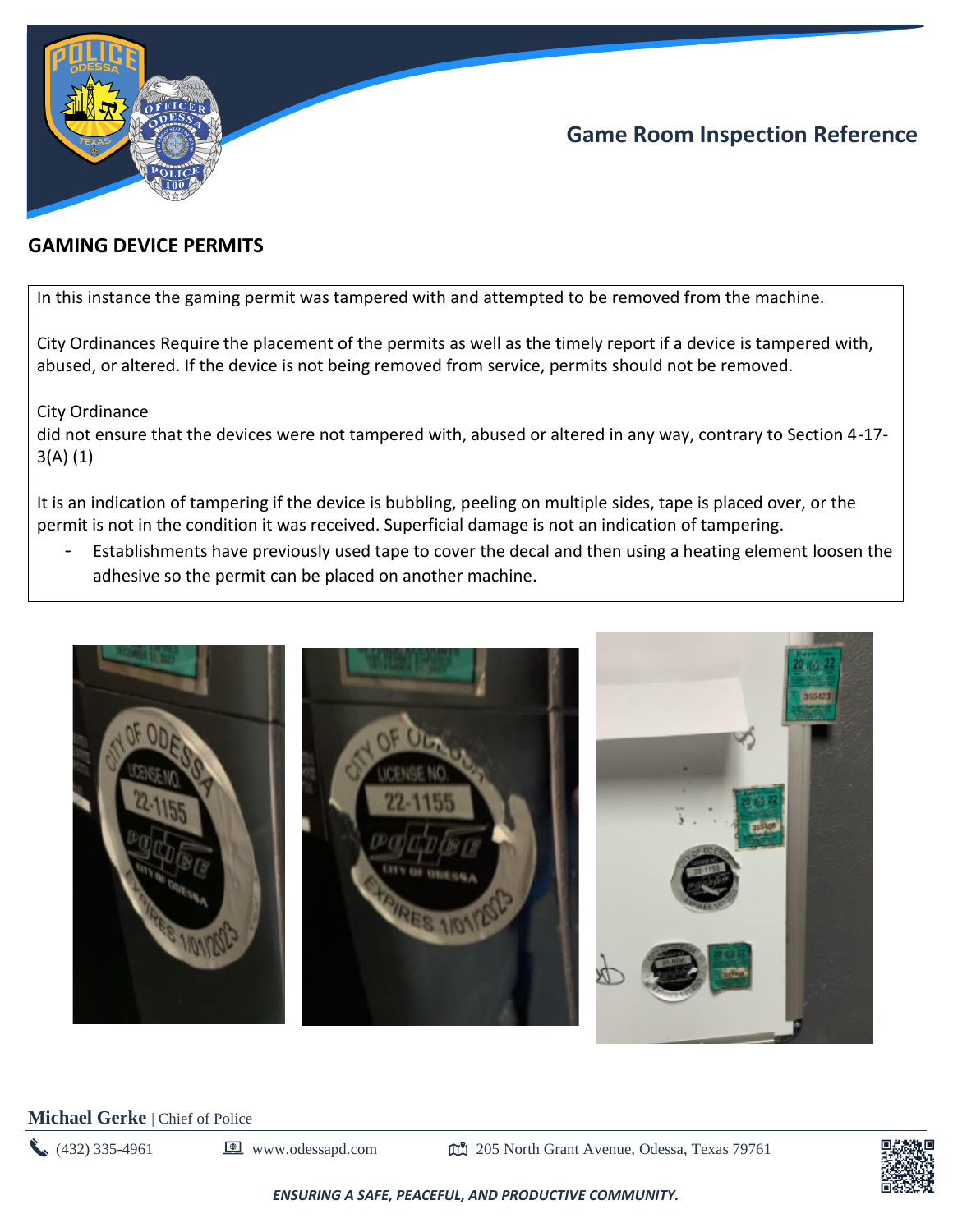## GAMING DEVICE PERMITS

In this instance the gaming permit was tampered with and attempted to be removed from the machine.

City Ordinances Require the placement of the permits as well as the timely report if a device is tampered with, abused, or altered. If the device is not being removed from service, permits should not be removed.

City Ordinance
did not ensure that the devices were not tampered with, abused or altered in any way, contrary to Section 4-17-3(A) (1)

It is an indication of tampering if the device is bubbling, peeling on multiple sides, tape is placed over, or the permit is not in the condition it was received. Superficial damage is not an indication of tampering.

- Establishments have previously used tape to cover the decal and then using a heating element loosen the adhesive so the permit can be placed on another machine.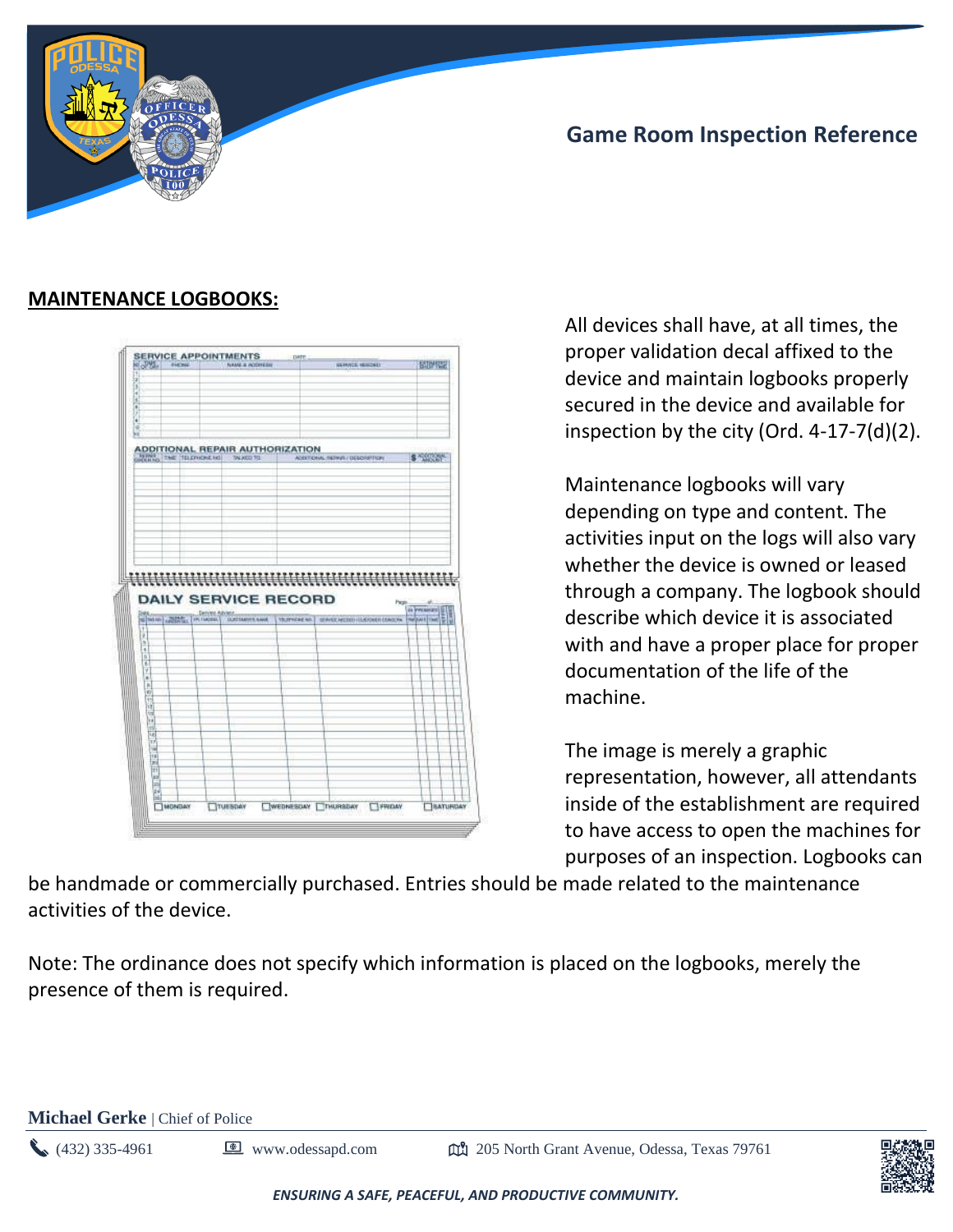## MAINTENANCE LOGBOOKS:

All devices shall have, at all times, the proper validation decal affixed to the device and maintain logbooks properly secured in the device and available for inspection by the city (Ord. 4-17-7(d)(2).

Maintenance logbooks will vary depending on type and content. The activities input on the logs will also vary whether the device is owned or leased through a company. The logbook should describe which device it is associated with and have a proper place for proper documentation of the life of the machine.

The image is merely a graphic representation, however, all attendants inside of the establishment are required to have access to open the machines for purposes of an inspection. Logbooks can be handmade or commercially purchased. Entries should be made related to the maintenance activities of the device.

Note: The ordinance does not specify which information is placed on the logbooks, merely the presence of them is required.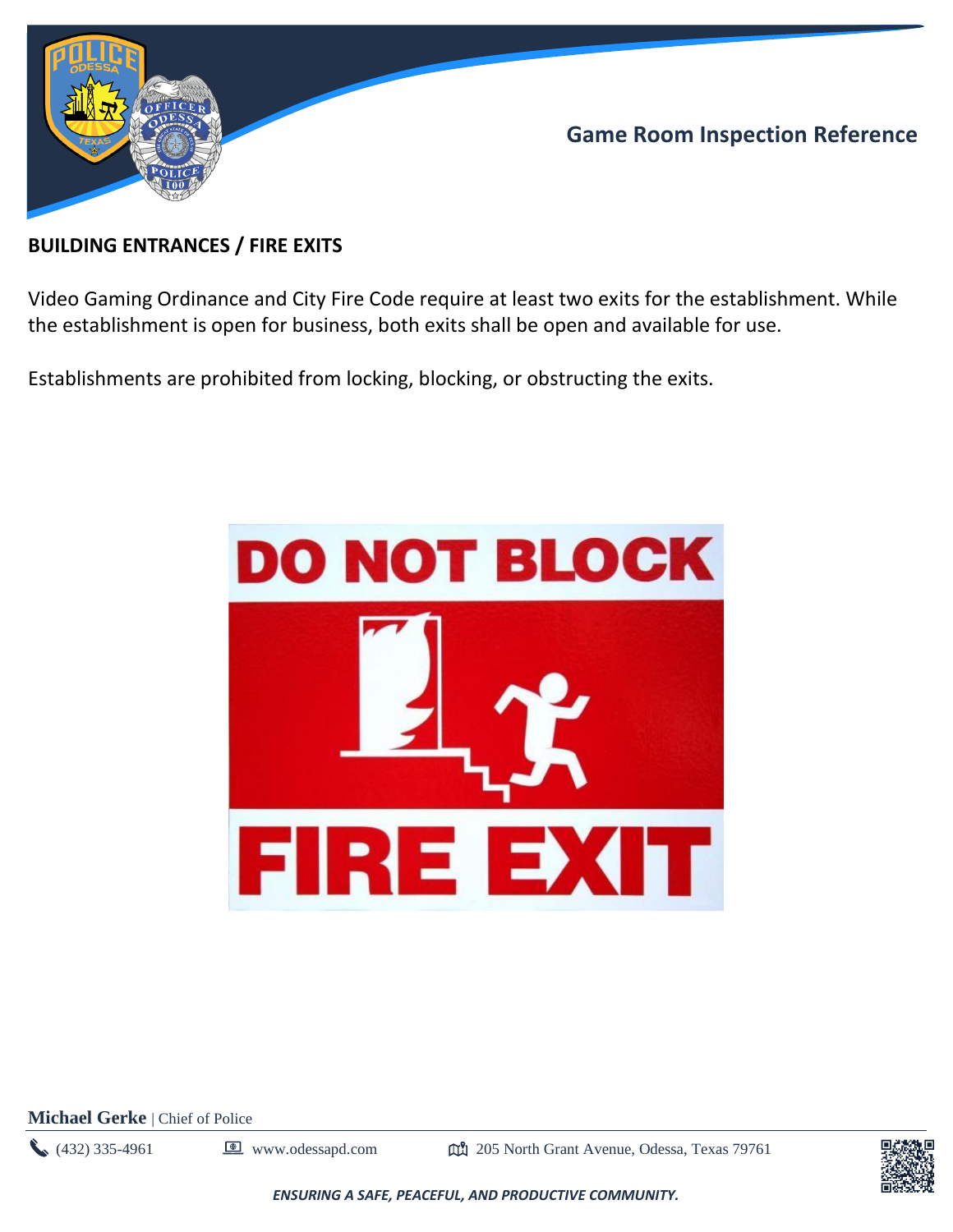## BUILDING ENTRANCES / FIRE EXITS

Video Gaming Ordinance and City Fire Code require at least two exits for the establishment. While the establishment is open for business, both exits shall be open and available for use.

Establishments are prohibited from locking, blocking, or obstructing the exits.

DO NOT BLOCK

FIRE EXIT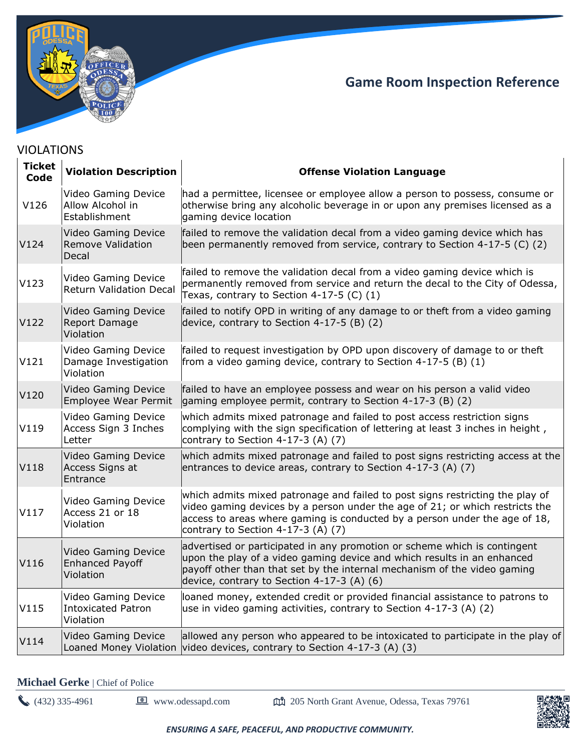## Game Room Inspection Reference

### VIOLATIONS

| Ticket Code | Violation Description | Offense Violation Language |
|---|---|---|
| V126 | Video Gaming Device Allow Alcohol in Establishment | had a permittee, licensee or employee allow a person to possess, consume or otherwise bring any alcoholic beverage in or upon any premises licensed as a gaming device location |
| V124 | Video Gaming Device Remove Validation Decal | failed to remove the validation decal from a video gaming device which has been permanently removed from service, contrary to Section 4-17-5 (C) (2) |
| V123 | Video Gaming Device Return Validation Decal | failed to remove the validation decal from a video gaming device which is permanently removed from service and return the decal to the City of Odessa, Texas, contrary to Section 4-17-5 (C) (1) |
| V122 | Video Gaming Device Report Damage Violation | failed to notify OPD in writing of any damage to or theft from a video gaming device, contrary to Section 4-17-5 (B) (2) |
| V121 | Video Gaming Device Damage Investigation Violation | failed to request investigation by OPD upon discovery of damage to or theft from a video gaming device, contrary to Section 4-17-5 (B) (1) |
| V120 | Video Gaming Device Employee Wear Permit | failed to have an employee possess and wear on his person a valid video gaming employee permit, contrary to Section 4-17-3 (B) (2) |
| V119 | Video Gaming Device Access Sign 3 Inches Letter | which admits mixed patronage and failed to post access restriction signs complying with the sign specification of lettering at least 3 inches in height , contrary to Section 4-17-3 (A) (7) |
| V118 | Video Gaming Device Access Signs at Entrance | which admits mixed patronage and failed to post signs restricting access at the entrances to device areas, contrary to Section 4-17-3 (A) (7) |
| V117 | Video Gaming Device Access 21 or 18 Violation | which admits mixed patronage and failed to post signs restricting the play of video gaming devices by a person under the age of 21; or which restricts the access to areas where gaming is conducted by a person under the age of 18, contrary to Section 4-17-3 (A) (7) |
| V116 | Video Gaming Device Enhanced Payoff Violation | advertised or participated in any promotion or scheme which is contingent upon the play of a video gaming device and which results in an enhanced payoff other than that set by the internal mechanism of the video gaming device, contrary to Section 4-17-3 (A) (6) |
| V115 | Video Gaming Device Intoxicated Patron Violation | loaned money, extended credit or provided financial assistance to patrons to use in video gaming activities, contrary to Section 4-17-3 (A) (2) |
| V114 | Video Gaming Device Loaned Money Violation | allowed any person who appeared to be intoxicated to participate in the play of video devices, contrary to Section 4-17-3 (A) (3) |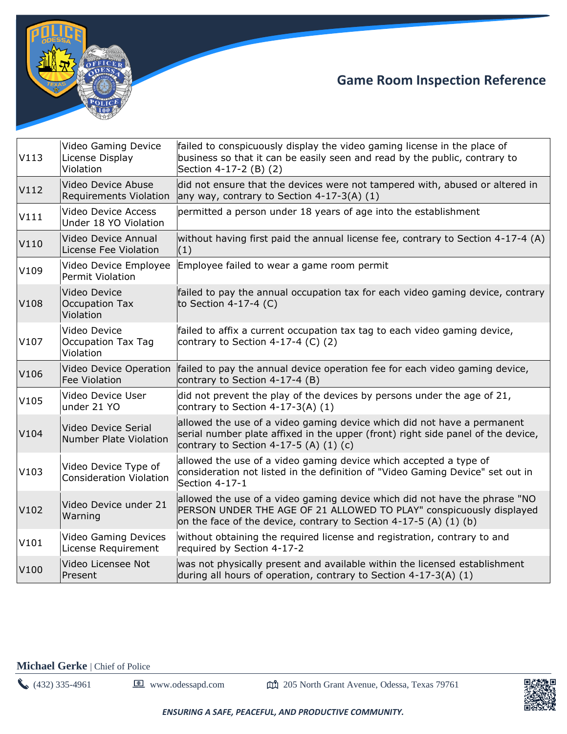## Game Room Inspection Reference

| | | |
|---|---|---|
| V113 | Video Gaming Device License Display Violation | failed to conspicuously display the video gaming license in the place of business so that it can be easily seen and read by the public, contrary to Section 4-17-2 (B) (2) |
| V112 | Video Device Abuse Requirements Violation | did not ensure that the devices were not tampered with, abused or altered in any way, contrary to Section 4-17-3(A) (1) |
| V111 | Video Device Access Under 18 YO Violation | permitted a person under 18 years of age into the establishment |
| V110 | Video Device Annual License Fee Violation | without having first paid the annual license fee, contrary to Section 4-17-4 (A) (1) |
| V109 | Video Device Employee Permit Violation | Employee failed to wear a game room permit |
| V108 | Video Device Occupation Tax Violation | failed to pay the annual occupation tax for each video gaming device, contrary to Section 4-17-4 (C) |
| V107 | Video Device Occupation Tax Tag Violation | failed to affix a current occupation tax tag to each video gaming device, contrary to Section 4-17-4 (C) (2) |
| V106 | Video Device Operation Fee Violation | failed to pay the annual device operation fee for each video gaming device, contrary to Section 4-17-4 (B) |
| V105 | Video Device User under 21 YO | did not prevent the play of the devices by persons under the age of 21, contrary to Section 4-17-3(A) (1) |
| V104 | Video Device Serial Number Plate Violation | allowed the use of a video gaming device which did not have a permanent serial number plate affixed in the upper (front) right side panel of the device, contrary to Section 4-17-5 (A) (1) (c) |
| V103 | Video Device Type of Consideration Violation | allowed the use of a video gaming device which accepted a type of consideration not listed in the definition of "Video Gaming Device" set out in Section 4-17-1 |
| V102 | Video Device under 21 Warning | allowed the use of a video gaming device which did not have the phrase "NO PERSON UNDER THE AGE OF 21 ALLOWED TO PLAY" conspicuously displayed on the face of the device, contrary to Section 4-17-5 (A) (1) (b) |
| V101 | Video Gaming Devices License Requirement | without obtaining the required license and registration, contrary to and required by Section 4-17-2 |
| V100 | Video Licensee Not Present | was not physically present and available within the licensed establishment during all hours of operation, contrary to Section 4-17-3(A) (1) |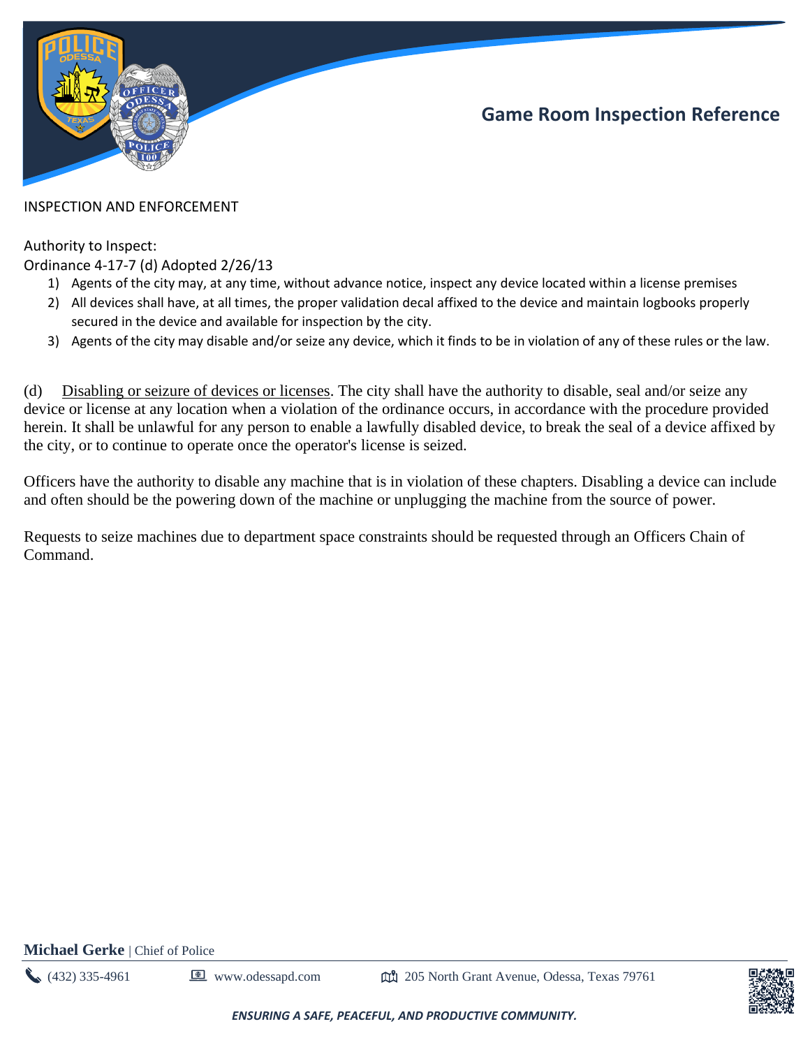# Game Room Inspection Reference

INSPECTION AND ENFORCEMENT

Authority to Inspect:
Ordinance 4-17-7 (d) Adopted 2/26/13

1) Agents of the city may, at any time, without advance notice, inspect any device located within a license premises
2) All devices shall have, at all times, the proper validation decal affixed to the device and maintain logbooks properly secured in the device and available for inspection by the city.
3) Agents of the city may disable and/or seize any device, which it finds to be in violation of any of these rules or the law.

(d) Disabling or seizure of devices or licenses. The city shall have the authority to disable, seal and/or seize any device or license at any location when a violation of the ordinance occurs, in accordance with the procedure provided herein. It shall be unlawful for any person to enable a lawfully disabled device, to break the seal of a device affixed by the city, or to continue to operate once the operator's license is seized.

Officers have the authority to disable any machine that is in violation of these chapters. Disabling a device can include and often should be the powering down of the machine or unplugging the machine from the source of power.

Requests to seize machines due to department space constraints should be requested through an Officers Chain of Command.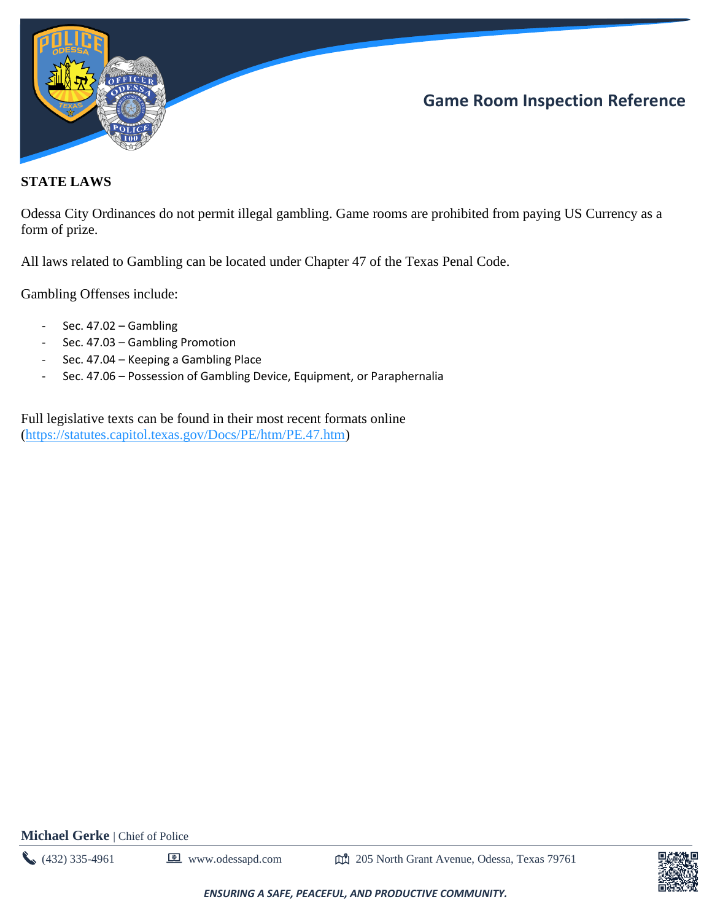## Game Room Inspection Reference

**STATE LAWS**

Odessa City Ordinances do not permit illegal gambling. Game rooms are prohibited from paying US Currency as a form of prize.

All laws related to Gambling can be located under Chapter 47 of the Texas Penal Code.

Gambling Offenses include:

- Sec. 47.02 – Gambling
- Sec. 47.03 – Gambling Promotion
- Sec. 47.04 – Keeping a Gambling Place
- Sec. 47.06 – Possession of Gambling Device, Equipment, or Paraphernalia

Full legislative texts can be found in their most recent formats online (https://statutes.capitol.texas.gov/Docs/PE/htm/PE.47.htm)

**Michael Gerke** | Chief of Police

(432) 335-4961 www.odessapd.com 205 North Grant Avenue, Odessa, Texas 79761

*ENSURING A SAFE, PEACEFUL, AND PRODUCTIVE COMMUNITY.*